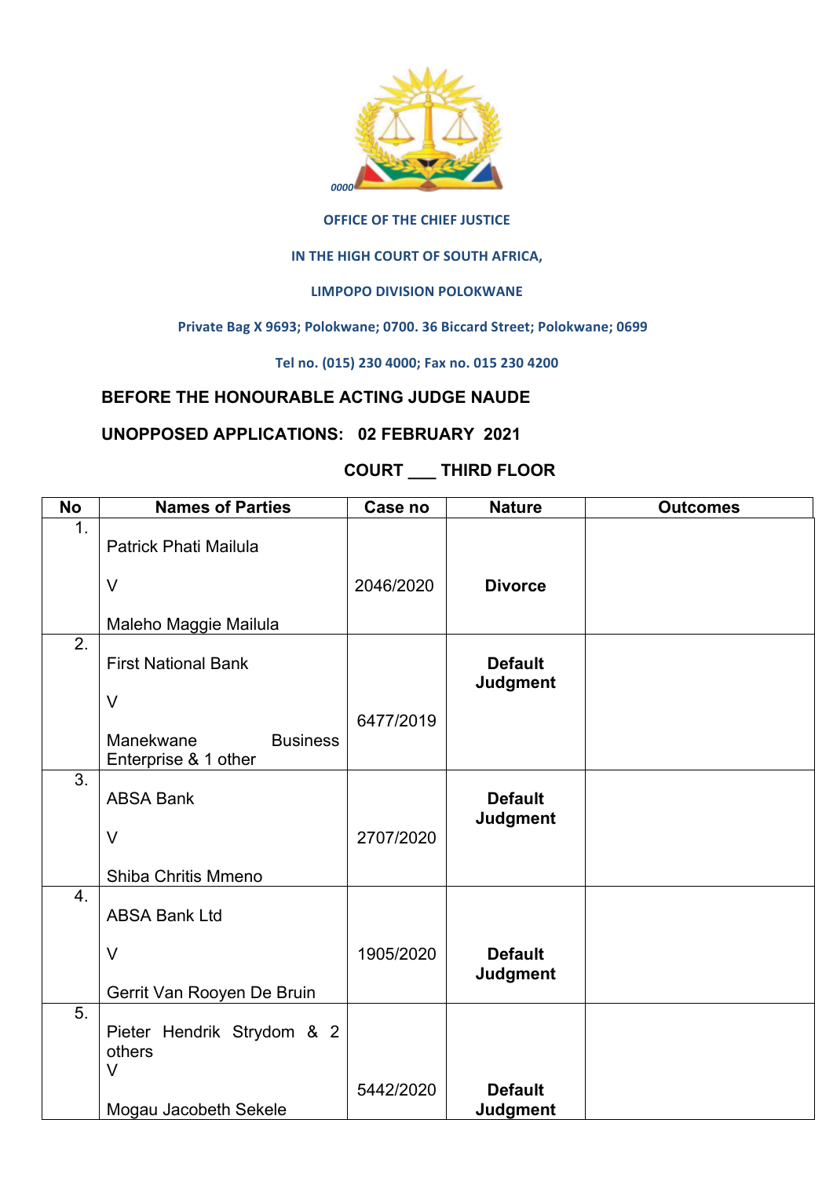0000

OFFICE OF THE CHIEF JUSTICE

IN THE HIGH COURT OF SOUTH AFRICA,

LIMPOPO DIVISION POLOKWANE

Private Bag X 9693; Polokwane; 0700. 36 Biccard Street; Polokwane; 0699

Tel no. (015) 230 4000; Fax no. 015 230 4200

**BEFORE THE HONOURABLE ACTING JUDGE NAUDE**

**UNOPPOSED APPLICATIONS: 02 FEBRUARY 2021**

**COURT ___ THIRD FLOOR**

| No | Names of Parties | Case no | Nature | Outcomes |
|---|---|---|---|---|
| 1. | Patrick Phati Mailula V Maleho Maggie Mailula | 2046/2020 | **Divorce** | |
| 2. | First National Bank V Manekwane Business Enterprise & 1 other | 6477/2019 | **Default Judgment** | |
| 3. | ABSA Bank V Shiba Chritis Mmeno | 2707/2020 | **Default Judgment** | |
| 4. | ABSA Bank Ltd V Gerrit Van Rooyen De Bruin | 1905/2020 | **Default Judgment** | |
| 5. | Pieter Hendrik Strydom & 2 others V Mogau Jacobeth Sekele | 5442/2020 | **Default Judgment** | |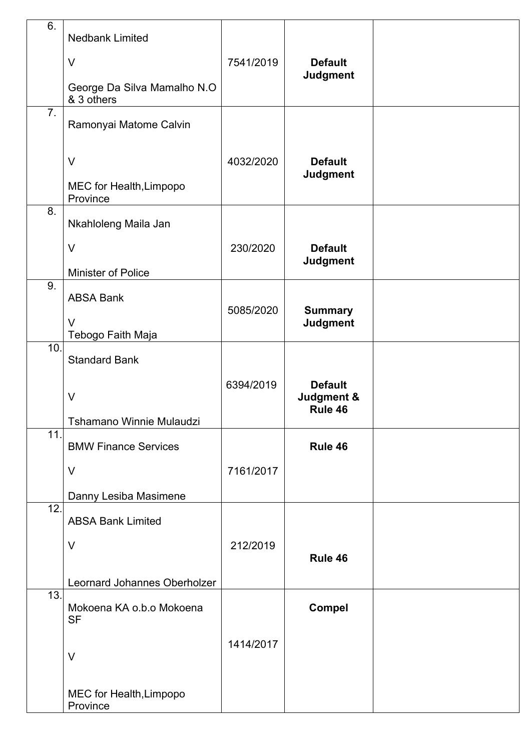| | | | | |
|---|---|---|---|---|
| 6. | Nedbank Limited<br><br>V<br><br>George Da Silva Mamalho N.O & 3 others | 7541/2019 | **Default Judgment** | |
| 7. | Ramonyai Matome Calvin<br><br>V<br><br>MEC for Health,Limpopo Province | 4032/2020 | **Default Judgment** | |
| 8. | Nkahloleng Maila Jan<br><br>V<br><br>Minister of Police | 230/2020 | **Default Judgment** | |
| 9. | ABSA Bank<br><br>V<br>Tebogo Faith Maja | 5085/2020 | **Summary Judgment** | |
| 10. | Standard Bank<br><br>V<br><br>Tshamano Winnie Mulaudzi | 6394/2019 | **Default Judgment & Rule 46** | |
| 11. | BMW Finance Services<br><br>V<br><br>Danny Lesiba Masimene | 7161/2017 | **Rule 46** | |
| 12. | ABSA Bank Limited<br><br>V<br><br>Leornard Johannes Oberholzer | 212/2019 | **Rule 46** | |
| 13. | Mokoena KA o.b.o Mokoena SF<br><br>V<br><br>MEC for Health,Limpopo Province | 1414/2017 | **Compel** | |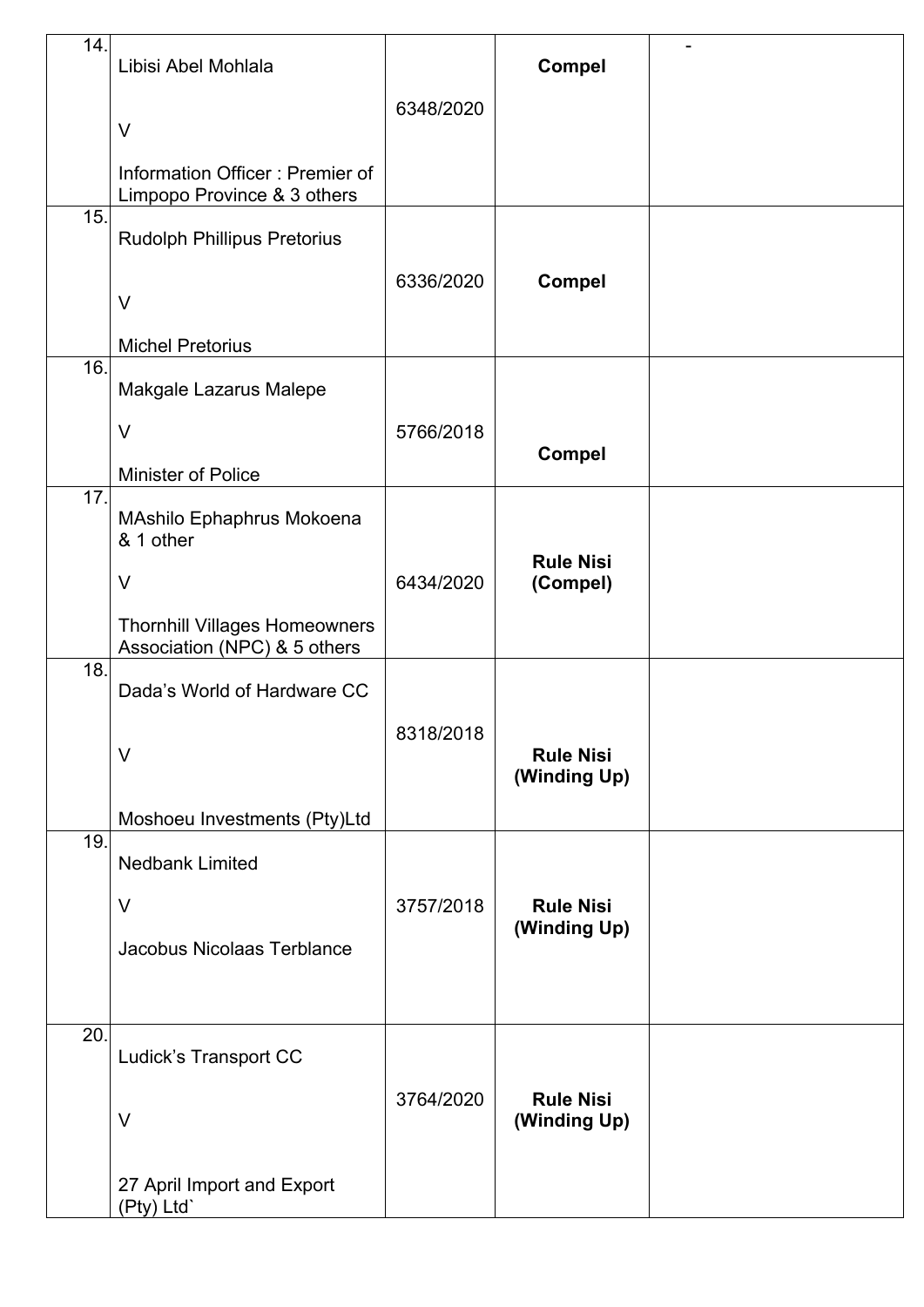| 14. | Libisi Abel Mohlala<br><br>V<br><br>Information Officer : Premier of Limpopo Province & 3 others | 6348/2020 | **Compel** | - |
|---|---|---|---|---|
| 15. | Rudolph Phillipus Pretorius<br><br>V<br><br>Michel Pretorius | 6336/2020 | **Compel** | |
| 16. | Makgale Lazarus Malepe<br><br>V<br><br>Minister of Police | 5766/2018 | **Compel** | |
| 17. | MAshilo Ephaphrus Mokoena & 1 other<br><br>V<br><br>Thornhill Villages Homeowners Association (NPC) & 5 others | 6434/2020 | **Rule Nisi (Compel)** | |
| 18. | Dada's World of Hardware CC<br><br>V<br><br>Moshoeu Investments (Pty)Ltd | 8318/2018 | **Rule Nisi (Winding Up)** | |
| 19. | Nedbank Limited<br><br>V<br><br>Jacobus Nicolaas Terblance | 3757/2018 | **Rule Nisi (Winding Up)** | |
| 20. | Ludick's Transport CC<br><br>V<br><br>27 April Import and Export (Pty) Ltd` | 3764/2020 | **Rule Nisi (Winding Up)** | |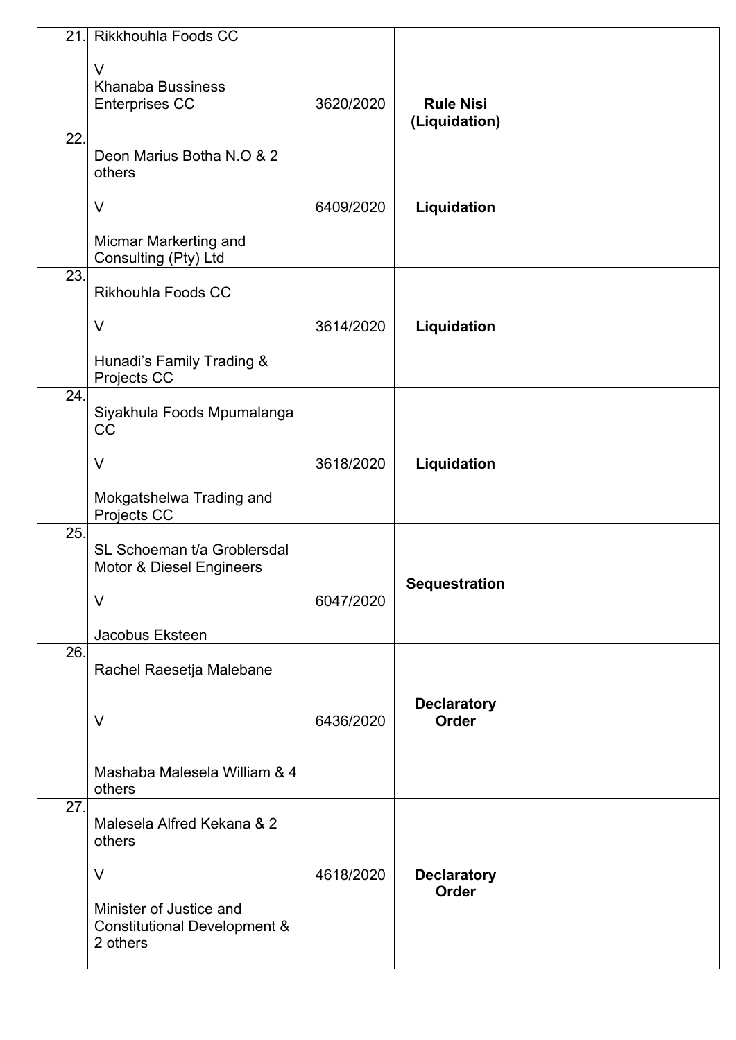| | | | | |
|---|---|---|---|---|
| 21. | Rikkhouhla Foods CC<br><br>V<br>Khanaba Bussiness Enterprises CC | 3620/2020 | **Rule Nisi (Liquidation)** | |
| 22. | Deon Marius Botha N.O & 2 others<br><br>V<br><br>Micmar Markerting and Consulting (Pty) Ltd | 6409/2020 | **Liquidation** | |
| 23. | Rikhouhla Foods CC<br><br>V<br><br>Hunadi's Family Trading & Projects CC | 3614/2020 | **Liquidation** | |
| 24. | Siyakhula Foods Mpumalanga CC<br><br>V<br><br>Mokgatshelwa Trading and Projects CC | 3618/2020 | **Liquidation** | |
| 25. | SL Schoeman t/a Groblersdal Motor & Diesel Engineers<br><br>V<br><br>Jacobus Eksteen | 6047/2020 | **Sequestration** | |
| 26. | Rachel Raesetja Malebane<br><br>V<br><br>Mashaba Malesela William & 4 others | 6436/2020 | **Declaratory Order** | |
| 27. | Malesela Alfred Kekana & 2 others<br><br>V<br><br>Minister of Justice and Constitutional Development & 2 others | 4618/2020 | **Declaratory Order** | |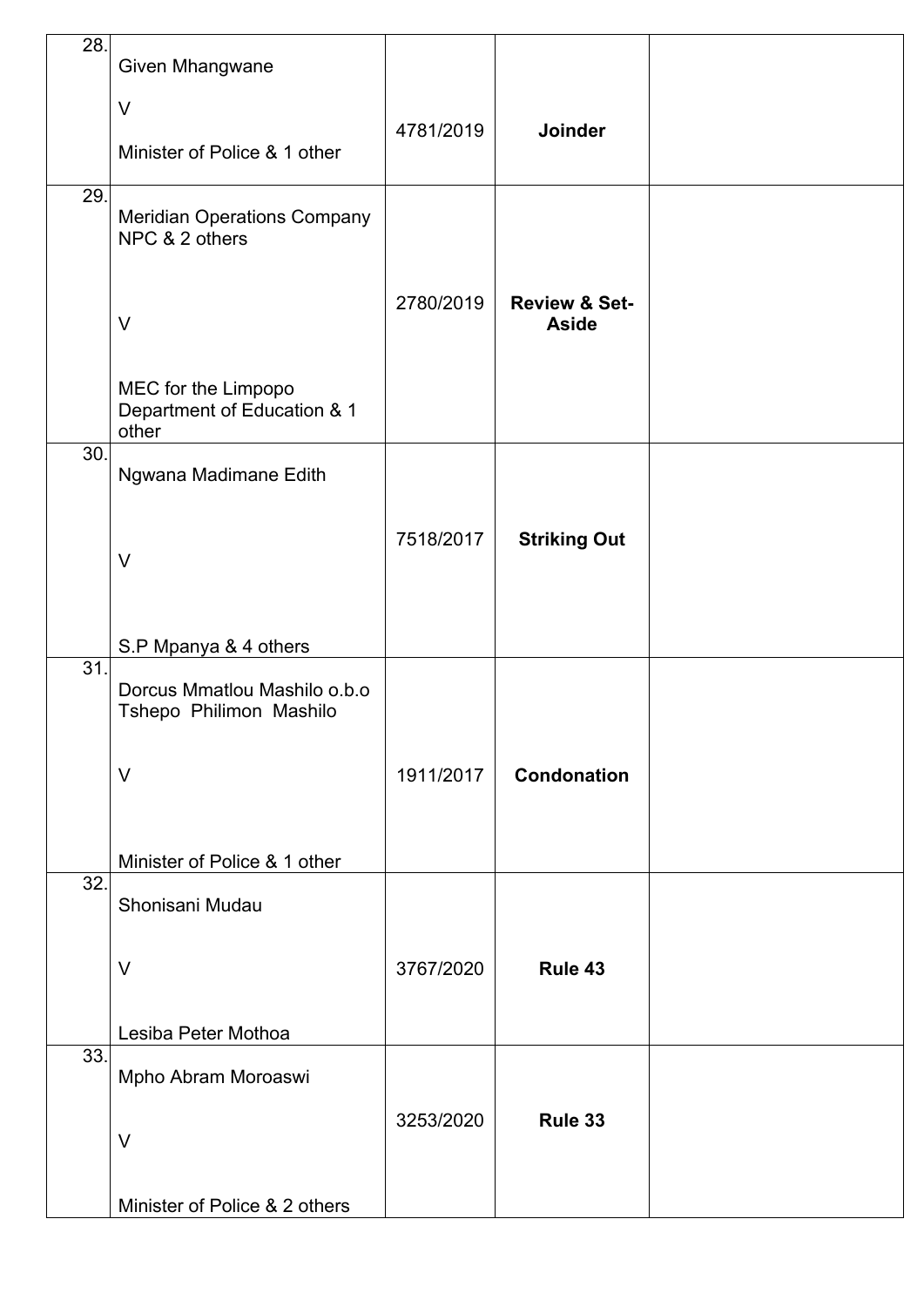| | | | | |
|---|---|---|---|---|
| 28. | Given Mhangwane<br><br>V<br><br>Minister of Police & 1 other | 4781/2019 | **Joinder** | |
| 29. | Meridian Operations Company NPC & 2 others<br><br>V<br><br>MEC for the Limpopo Department of Education & 1 other | 2780/2019 | **Review & Set-Aside** | |
| 30. | Ngwana Madimane Edith<br><br>V<br><br>S.P Mpanya & 4 others | 7518/2017 | **Striking Out** | |
| 31. | Dorcus Mmatlou Mashilo o.b.o Tshepo Philimon Mashilo<br><br>V<br><br>Minister of Police & 1 other | 1911/2017 | **Condonation** | |
| 32. | Shonisani Mudau<br><br>V<br><br>Lesiba Peter Mothoa | 3767/2020 | **Rule 43** | |
| 33. | Mpho Abram Moroaswi<br><br>V<br><br>Minister of Police & 2 others | 3253/2020 | **Rule 33** | |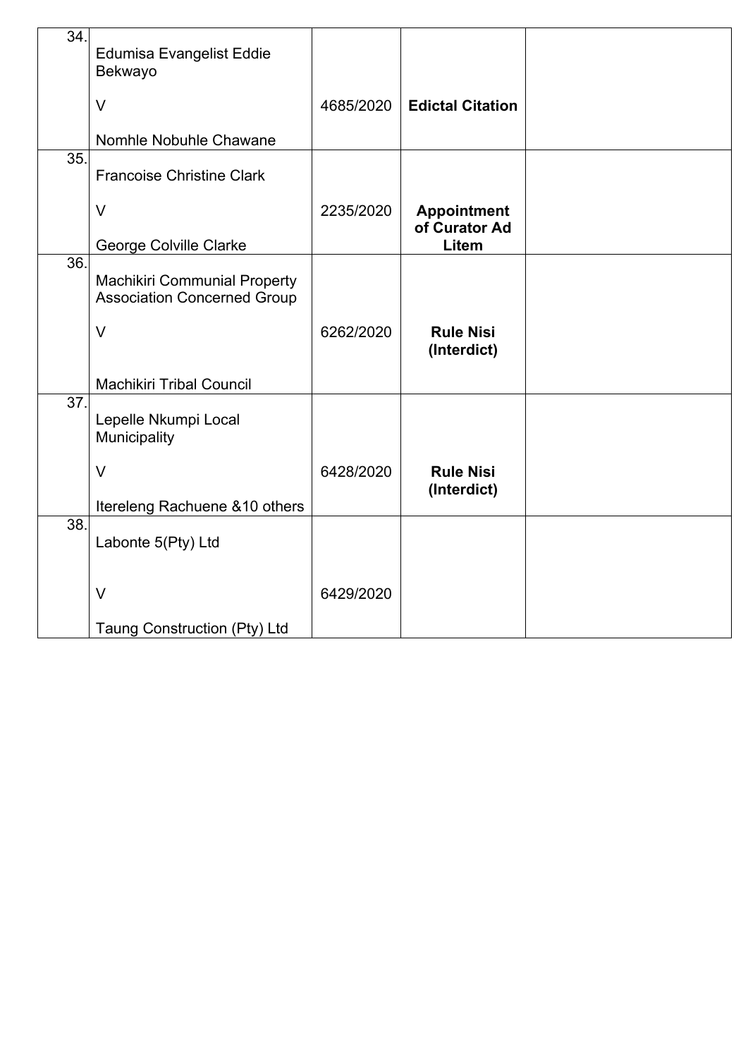| | | | | |
|---|---|---|---|---|
| 34. | Edumisa Evangelist Eddie Bekwayo<br><br>V<br><br>Nomhle Nobuhle Chawane | 4685/2020 | **Edictal Citation** | |
| 35. | Francoise Christine Clark<br><br>V<br><br>George Colville Clarke | 2235/2020 | **Appointment of Curator Ad Litem** | |
| 36. | Machikiri Communial Property Association Concerned Group<br><br>V<br><br>Machikiri Tribal Council | 6262/2020 | **Rule Nisi (Interdict)** | |
| 37. | Lepelle Nkumpi Local Municipality<br><br>V<br><br>Itereleng Rachuene &10 others | 6428/2020 | **Rule Nisi (Interdict)** | |
| 38. | Labonte 5(Pty) Ltd<br><br>V<br><br>Taung Construction (Pty) Ltd | 6429/2020 | | |